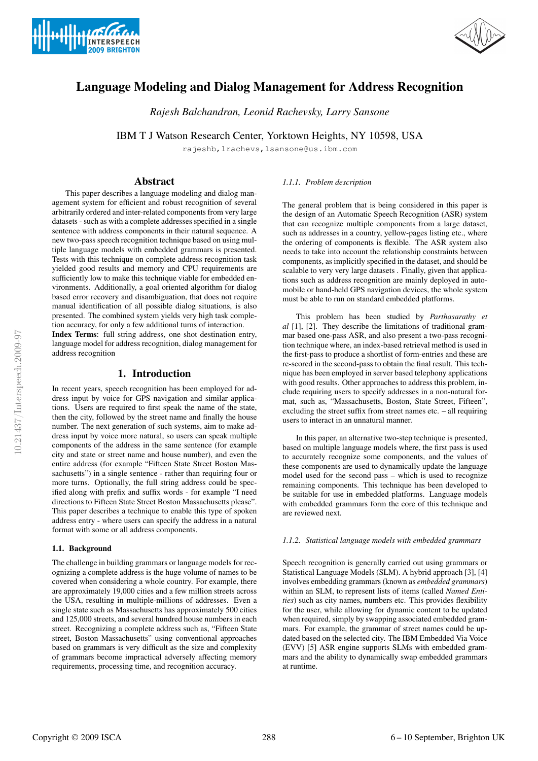# Language Modeling and Dialog Management for Address Recognition

*Rajesh Balchandran, Leonid Rachevsky, Larry Sansone*

IBM T J Watson Research Center, Yorktown Heights, NY 10598, USA

rajeshb,lrachevs,lsansone@us.ibm.com

## Abstract

This paper describes a language modeling and dialog management system for efficient and robust recognition of several arbitrarily ordered and inter-related components from very large datasets - such as with a complete addresses specified in a single sentence with address components in their natural sequence. A new two-pass speech recognition technique based on using multiple language models with embedded grammars is presented. Tests with this technique on complete address recognition task yielded good results and memory and CPU requirements are sufficiently low to make this technique viable for embedded environments. Additionally, a goal oriented algorithm for dialog based error recovery and disambiguation, that does not require manual identification of all possible dialog situations, is also presented. The combined system yields very high task completion accuracy, for only a few additional turns of interaction.

**Index Terms**: full string address, one shot destination entry, language model for address recognition, dialog management for address recognition

## 1. Introduction

In recent years, speech recognition has been employed for address input by voice for GPS navigation and similar applications. Users are required to first speak the name of the state, then the city, followed by the street name and finally the house number. The next generation of such systems, aim to make address input by voice more natural, so users can speak multiple components of the address in the same sentence (for example city and state or street name and house number), and even the entire address (for example "Fifteen State Street Boston Massachusetts") in a single sentence - rather than requiring four or more turns. Optionally, the full string address could be specified along with prefix and suffix words - for example "I need directions to Fifteen State Street Boston Massachusetts please". This paper describes a technique to enable this type of spoken address entry - where users can specify the address in a natural format with some or all address components.

### 1.1. Background

The challenge in building grammars or language models for recognizing a complete address is the huge volume of names to be covered when considering a whole country. For example, there are approximately 19,000 cities and a few million streets across the USA, resulting in multiple-millions of addresses. Even a single state such as Massachusetts has approximately 500 cities and 125,000 streets, and several hundred house numbers in each street. Recognizing a complete address such as, "Fifteen State street, Boston Massachusetts" using conventional approaches based on grammars is very difficult as the size and complexity of grammars become impractical adversely affecting memory requirements, processing time, and recognition accuracy.

#### 1.1.1. Problem description

The general problem that is being considered in this paper is the design of an Automatic Speech Recognition (ASR) system that can recognize multiple components from a large dataset, such as addresses in a country, yellow-pages listing etc., where the ordering of components is flexible. The ASR system also needs to take into account the relationship constraints between components, as implicitly specified in the dataset, and should be scalable to very very large datasets . Finally, given that applications such as address recognition are mainly deployed in automobile or hand-held GPS navigation devices, the whole system must be able to run on standard embedded platforms.

This problem has been studied by *Parthasarathy et al* [1], [2]. They describe the limitations of traditional grammar based one-pass ASR, and also present a two-pass recognition technique where, an index-based retrieval method is used in the first-pass to produce a shortlist of form-entries and these are re-scored in the second-pass to obtain the final result. This technique has been employed in server based telephony applications with good results. Other approaches to address this problem, include requiring users to specify addresses in a non-natural format, such as, "Massachusetts, Boston, State Street, Fifteen", excluding the street suffix from street names etc. – all requiring users to interact in an unnatural manner.

In this paper, an alternative two-step technique is presented, based on multiple language models where, the first pass is used to accurately recognize some components, and the values of these components are used to dynamically update the language model used for the second pass – which is used to recognize remaining components. This technique has been developed to be suitable for use in embedded platforms. Language models with embedded grammars form the core of this technique and are reviewed next.

#### 1.1.2. Statistical language models with embedded grammars

Speech recognition is generally carried out using grammars or Statistical Language Models (SLM). A hybrid approach [3], [4] involves embedding grammars (known as *embedded grammars*) within an SLM, to represent lists of items (called *Named Entities*) such as city names, numbers etc. This provides flexibility for the user, while allowing for dynamic content to be updated when required, simply by swapping associated embedded grammars. For example, the grammar of street names could be updated based on the selected city. The IBM Embedded Via Voice (EVV) [5] ASR engine supports SLMs with embedded grammars and the ability to dynamically swap embedded grammars at runtime.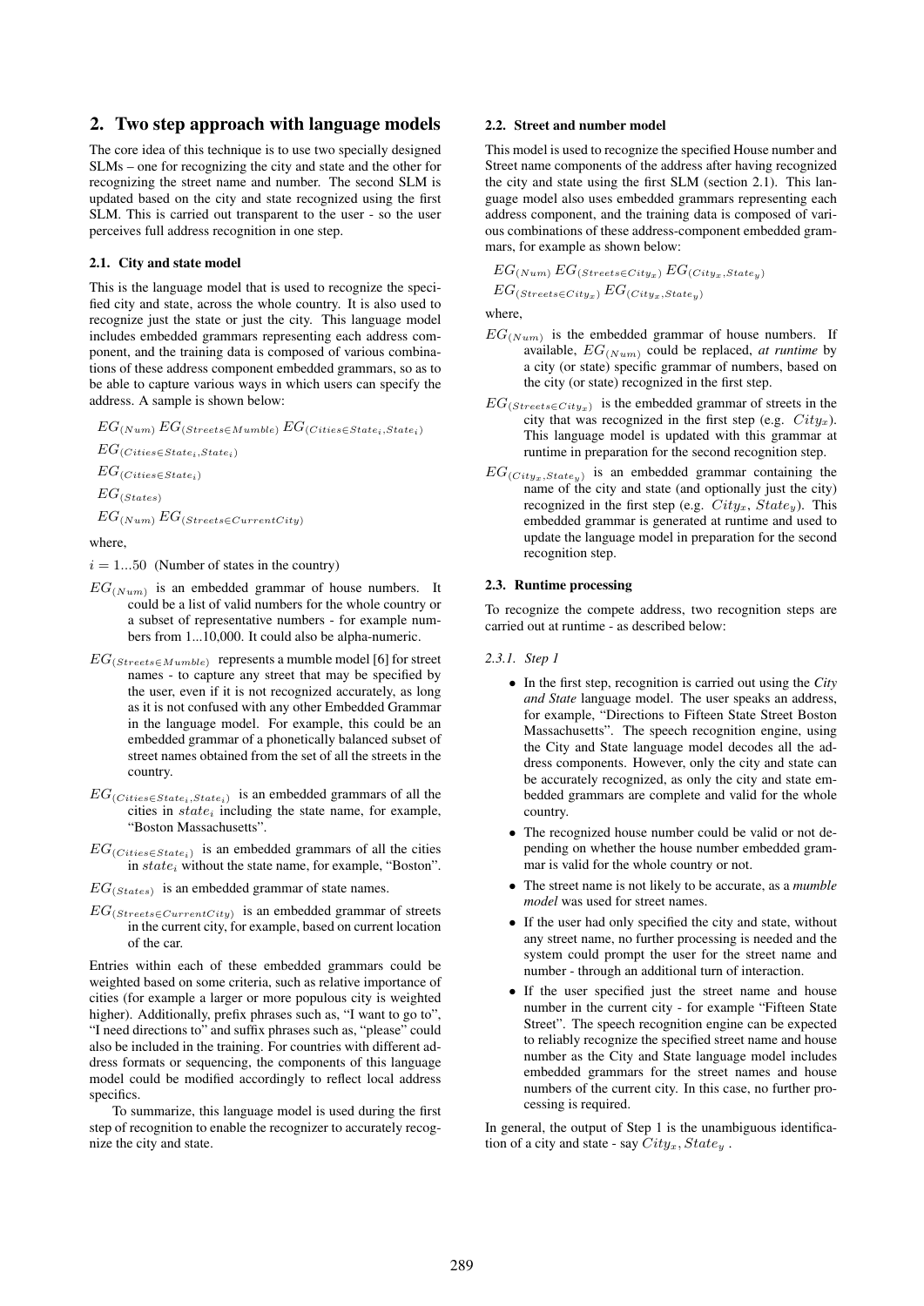## 2. Two step approach with language models

The core idea of this technique is to use two specially designed SLMs – one for recognizing the city and state and the other for recognizing the street name and number. The second SLM is updated based on the city and state recognized using the first SLM. This is carried out transparent to the user - so the user perceives full address recognition in one step.

### 2.1. City and state model

This is the language model that is used to recognize the specified city and state, across the whole country. It is also used to recognize just the state or just the city. This language model includes embedded grammars representing each address component, and the training data is composed of various combinations of these address component embedded grammars, so as to be able to capture various ways in which users can specify the address. A sample is shown below:

$EG_{(Num)}\, EG_{(Streets \in Mumble)}\, EG_{(Cities \in State_i, State_i)}$

$EG_{(Cities \in State_i, State_i)}$

$EG_{(Cities \in State_i)}$

$EG_{(States)}$

$EG_{(Num)}\, EG_{(Streets \in CurrentCity)}$

where,

$i = 1...50$ (Number of states in the country)

$EG_{(Num)}$ is an embedded grammar of house numbers. It could be a list of valid numbers for the whole country or a subset of representative numbers - for example numbers from 1...10,000. It could also be alpha-numeric.

$EG_{(Streets \in Mumble)}$ represents a mumble model [6] for street names - to capture any street that may be specified by the user, even if it is not recognized accurately, as long as it is not confused with any other Embedded Grammar in the language model. For example, this could be an embedded grammar of a phonetically balanced subset of street names obtained from the set of all the streets in the country.

$EG_{(Cities \in State_i, State_i)}$ is an embedded grammars of all the cities in $state_i$ including the state name, for example, "Boston Massachusetts".

$EG_{(Cities \in State_i)}$ is an embedded grammars of all the cities in $state_i$ without the state name, for example, "Boston".

$EG_{(States)}$ is an embedded grammar of state names.

$EG_{(Streets \in CurrentCity)}$ is an embedded grammar of streets in the current city, for example, based on current location of the car.

Entries within each of these embedded grammars could be weighted based on some criteria, such as relative importance of cities (for example a larger or more populous city is weighted higher). Additionally, prefix phrases such as, "I want to go to", "I need directions to" and suffix phrases such as, "please" could also be included in the training. For countries with different address formats or sequencing, the components of this language model could be modified accordingly to reflect local address specifics.

To summarize, this language model is used during the first step of recognition to enable the recognizer to accurately recognize the city and state.

### 2.2. Street and number model

This model is used to recognize the specified House number and Street name components of the address after having recognized the city and state using the first SLM (section 2.1). This language model also uses embedded grammars representing each address component, and the training data is composed of various combinations of these address-component embedded grammars, for example as shown below:

$EG_{(Num)}\, EG_{(Streets \in City_x)}\, EG_{(City_x, State_y)}$

$EG_{(Streets \in City_x)}\, EG_{(City_x, State_y)}$

where,

$EG_{(Num)}$ is the embedded grammar of house numbers. If available, $EG_{(Num)}$ could be replaced, *at runtime* by a city (or state) specific grammar of numbers, based on the city (or state) recognized in the first step.

$EG_{(Streets \in City_x)}$ is the embedded grammar of streets in the city that was recognized in the first step (e.g. $City_x$). This language model is updated with this grammar at runtime in preparation for the second recognition step.

$EG_{(City_x, State_y)}$ is an embedded grammar containing the name of the city and state (and optionally just the city) recognized in the first step (e.g. $City_x$, $State_y$). This embedded grammar is generated at runtime and used to update the language model in preparation for the second recognition step.

### 2.3. Runtime processing

To recognize the compete address, two recognition steps are carried out at runtime - as described below:

#### 2.3.1. Step 1

- In the first step, recognition is carried out using the *City and State* language model. The user speaks an address, for example, "Directions to Fifteen State Street Boston Massachusetts". The speech recognition engine, using the City and State language model decodes all the address components. However, only the city and state can be accurately recognized, as only the city and state embedded grammars are complete and valid for the whole country.
- The recognized house number could be valid or not depending on whether the house number embedded grammar is valid for the whole country or not.
- The street name is not likely to be accurate, as a *mumble model* was used for street names.
- If the user had only specified the city and state, without any street name, no further processing is needed and the system could prompt the user for the street name and number - through an additional turn of interaction.
- If the user specified just the street name and house number in the current city - for example "Fifteen State Street". The speech recognition engine can be expected to reliably recognize the specified street name and house number as the City and State language model includes embedded grammars for the street names and house numbers of the current city. In this case, no further processing is required.

In general, the output of Step 1 is the unambiguous identification of a city and state - say $City_x, State_y$.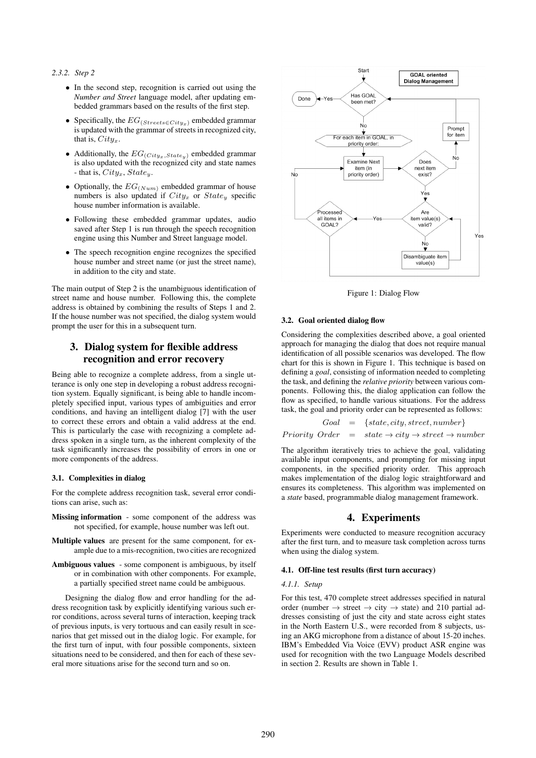#### 2.3.2. Step 2

- In the second step, recognition is carried out using the *Number and Street* language model, after updating embedded grammars based on the results of the first step.
- Specifically, the $EG_{(Streets \in City_x)}$ embedded grammar is updated with the grammar of streets in recognized city, that is, $City_x$.
- Additionally, the $EG_{(City_x, State_y)}$ embedded grammar is also updated with the recognized city and state names - that is, $City_x$, $State_y$.
- Optionally, the $EG_{(Num)}$ embedded grammar of house numbers is also updated if $City_x$ or $State_y$ specific house number information is available.
- Following these embedded grammar updates, audio saved after Step 1 is run through the speech recognition engine using this Number and Street language model.
- The speech recognition engine recognizes the specified house number and street name (or just the street name), in addition to the city and state.

The main output of Step 2 is the unambiguous identification of street name and house number. Following this, the complete address is obtained by combining the results of Steps 1 and 2. If the house number was not specified, the dialog system would prompt the user for this in a subsequent turn.

## 3. Dialog system for flexible address recognition and error recovery

Being able to recognize a complete address, from a single utterance is only one step in developing a robust address recognition system. Equally significant, is being able to handle incompletely specified input, various types of ambiguities and error conditions, and having an intelligent dialog [7] with the user to correct these errors and obtain a valid address at the end. This is particularly the case with recognizing a complete address spoken in a single turn, as the inherent complexity of the task significantly increases the possibility of errors in one or more components of the address.

### 3.1. Complexities in dialog

For the complete address recognition task, several error conditions can arise, such as:

**Missing information** - some component of the address was not specified, for example, house number was left out.

**Multiple values** are present for the same component, for example due to a mis-recognition, two cities are recognized

**Ambiguous values** - some component is ambiguous, by itself or in combination with other components. For example, a partially specified street name could be ambiguous.

Designing the dialog flow and error handling for the address recognition task by explicitly identifying various such error conditions, across several turns of interaction, keeping track of previous inputs, is very tortuous and can easily result in scenarios that get missed out in the dialog logic. For example, for the first turn of input, with four possible components, sixteen situations need to be considered, and then for each of these several more situations arise for the second turn and so on.

Figure 1: Dialog Flow

### 3.2. Goal oriented dialog flow

Considering the complexities described above, a goal oriented approach for managing the dialog that does not require manual identification of all possible scenarios was developed. The flow chart for this is shown in Figure 1. This technique is based on defining a *goal*, consisting of information needed to completing the task, and defining the *relative priority* between various components. Following this, the dialog application can follow the flow as specified, to handle various situations. For the address task, the goal and priority order can be represented as follows:

$$Goal = \{state, city, street, number\}$$
$$Priority\ Order = state \rightarrow city \rightarrow street \rightarrow number$$

The algorithm iteratively tries to achieve the goal, validating available input components, and prompting for missing input components, in the specified priority order. This approach makes implementation of the dialog logic straightforward and ensures its completeness. This algorithm was implemented on a *state* based, programmable dialog management framework.

## 4. Experiments

Experiments were conducted to measure recognition accuracy after the first turn, and to measure task completion across turns when using the dialog system.

### 4.1. Off-line test results (first turn accuracy)

#### 4.1.1. Setup

For this test, 470 complete street addresses specified in natural order (number → street → city → state) and 210 partial addresses consisting of just the city and state across eight states in the North Eastern U.S., were recorded from 8 subjects, using an AKG microphone from a distance of about 15-20 inches. IBM's Embedded Via Voice (EVV) product ASR engine was used for recognition with the two Language Models described in section 2. Results are shown in Table 1.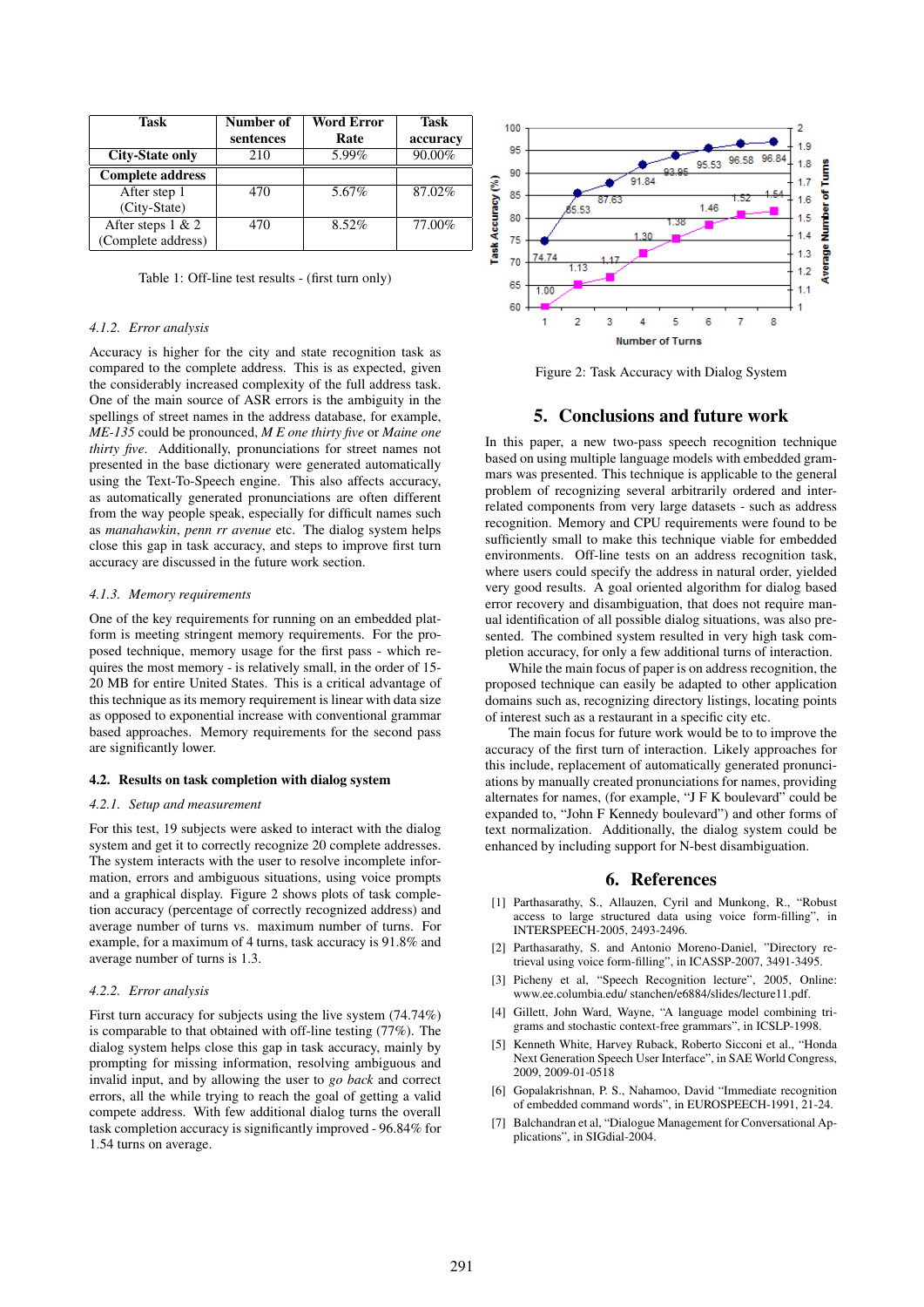| Task | Number of sentences | Word Error Rate | Task accuracy |
|---|---|---|---|
| **City-State only** | 210 | 5.99% | 90.00% |
| **Complete address** | | | |
| After step 1 (City-State) | 470 | 5.67% | 87.02% |
| After steps 1 & 2 (Complete address) | 470 | 8.52% | 77.00% |

Table 1: Off-line test results - (first turn only)

#### 4.1.2. Error analysis

Accuracy is higher for the city and state recognition task as compared to the complete address. This is expected, given the considerably increased complexity of the full address task. One of the main source of ASR errors is the ambiguity in the spellings of street names in the address database, for example, *ME-135* could be pronounced, *M E one thirty five* or *Maine one thirty five*. Additionally, pronunciations for street names not presented in the base dictionary were generated automatically using the Text-To-Speech engine. This also affects accuracy, as automatically generated pronunciations are often different from the way people speak, especially for difficult names such as *manahawkin*, *penn rr avenue* etc. The dialog system helps close this gap in task accuracy, and steps to improve first turn accuracy are discussed in the future work section.

#### 4.1.3. Memory requirements

One of the key requirements for running on an embedded platform is meeting stringent memory requirements. For the proposed technique, memory usage for the first pass - which requires the most memory - is relatively small, in the order of 15-20 MB for entire United States. This is a critical advantage of this technique as its memory requirement is linear with data size as opposed to exponential increase with conventional grammar based approaches. Memory requirements for the second pass are significantly lower.

### 4.2. Results on task completion with dialog system

#### 4.2.1. Setup and measurement

For this test, 19 subjects were asked to interact with the dialog system and get it to correctly recognize 20 complete addresses. The system interacts with the user to resolve incomplete information, errors and ambiguous situations, using voice prompts and a graphical display. Figure 2 shows plots of task completion accuracy (percentage of correctly recognized address) and average number of turns vs. maximum number of turns. For example, for a maximum of 4 turns, task accuracy is 91.8% and average number of turns is 1.3.

#### 4.2.2. Error analysis

First turn accuracy for subjects using the live system (74.74%) is comparable to that obtained with off-line testing (77%). The dialog system helps close this gap in task accuracy, mainly by prompting for missing information, resolving ambiguous and invalid input, and by allowing the user to *go back* and correct errors, all the while trying to reach the goal of getting a valid compete address. With few additional dialog turns the overall task completion accuracy is significantly improved - 96.84% for 1.54 turns on average.

Task Accuracy (%)
Average Number of Turns
Number of Turns
74.74
85.53
87.63
91.84
93.95
95.53
96.58
96.84
1.00
1.13
1.17
1.30
1.38
1.46
1.52
1.54

Figure 2: Task Accuracy with Dialog System

## 5. Conclusions and future work

In this paper, a new two-pass speech recognition technique based on using multiple language models with embedded grammars was presented. This technique is applicable to the general problem of recognizing several arbitrarily ordered and inter-related components from very large datasets - such as address recognition. Memory and CPU requirements were found to be sufficiently small to make this technique viable for embedded environments. Off-line tests on an address recognition task, where users could specify the address in natural order, yielded very good results. A goal oriented algorithm for dialog based error recovery and disambiguation, that does not require manual identification of all possible dialog situations, was also presented. The combined system resulted in very high task completion accuracy, for only a few additional turns of interaction.

While the main focus of paper is on address recognition, the proposed technique can easily be adapted to other application domains such as, recognizing directory listings, locating points of interest such as a restaurant in a specific city etc.

The main focus for future work would be to to improve the accuracy of the first turn of interaction. Likely approaches for this include, replacement of automatically generated pronunciations by manually created pronunciations for names, providing alternates for names, (for example, "J F K boulevard" could be expanded to, "John F Kennedy boulevard") and other forms of text normalization. Additionally, the dialog system could be enhanced by including support for N-best disambiguation.

## 6. References

[1] Parthasarathy, S., Allauzen, Cyril and Munkong, R., "Robust access to large structured data using voice form-filling", in INTERSPEECH-2005, 2493-2496.

[2] Parthasarathy, S. and Antonio Moreno-Daniel, "Directory retrieval using voice form-filling", in ICASSP-2007, 3491-3495.

[3] Picheny et al, "Speech Recognition lecture", 2005, Online: www.ee.columbia.edu/ stanchen/e6884/slides/lecture11.pdf.

[4] Gillett, John Ward, Wayne, "A language model combining trigrams and stochastic context-free grammars", in ICSLP-1998.

[5] Kenneth White, Harvey Ruback, Roberto Sicconi et al., "Honda Next Generation Speech User Interface", in SAE World Congress, 2009, 2009-01-0518

[6] Gopalakrishnan, P. S., Nahamoo, David "Immediate recognition of embedded command words", in EUROSPEECH-1991, 21-24.

[7] Balchandran et al, "Dialogue Management for Conversational Applications", in SIGdial-2004.